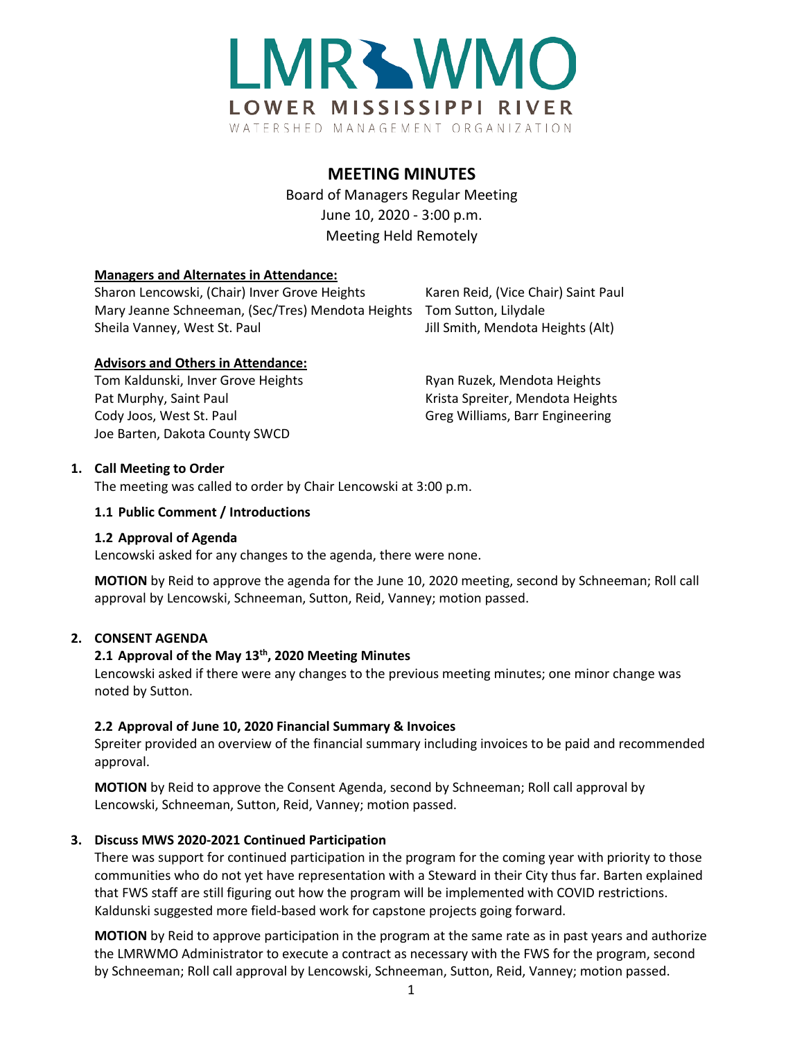LMRWMO
LOWER MISSISSIPPI RIVER
WATERSHED MANAGEMENT ORGANIZATION

# MEETING MINUTES

Board of Managers Regular Meeting
June 10, 2020 - 3:00 p.m.
Meeting Held Remotely

**Managers and Alternates in Attendance:**

Sharon Lencowski, (Chair) Inver Grove Heights
Karen Reid, (Vice Chair) Saint Paul
Mary Jeanne Schneeman, (Sec/Tres) Mendota Heights
Tom Sutton, Lilydale
Sheila Vanney, West St. Paul
Jill Smith, Mendota Heights (Alt)

**Advisors and Others in Attendance:**

Tom Kaldunski, Inver Grove Heights
Ryan Ruzek, Mendota Heights
Pat Murphy, Saint Paul
Krista Spreiter, Mendota Heights
Cody Joos, West St. Paul
Greg Williams, Barr Engineering
Joe Barten, Dakota County SWCD

## 1. Call Meeting to Order

The meeting was called to order by Chair Lencowski at 3:00 p.m.

### 1.1 Public Comment / Introductions

### 1.2 Approval of Agenda

Lencowski asked for any changes to the agenda, there were none.

**MOTION** by Reid to approve the agenda for the June 10, 2020 meeting, second by Schneeman; Roll call approval by Lencowski, Schneeman, Sutton, Reid, Vanney; motion passed.

## 2. CONSENT AGENDA

### 2.1 Approval of the May 13th, 2020 Meeting Minutes

Lencowski asked if there were any changes to the previous meeting minutes; one minor change was noted by Sutton.

### 2.2 Approval of June 10, 2020 Financial Summary & Invoices

Spreiter provided an overview of the financial summary including invoices to be paid and recommended approval.

**MOTION** by Reid to approve the Consent Agenda, second by Schneeman; Roll call approval by Lencowski, Schneeman, Sutton, Reid, Vanney; motion passed.

## 3. Discuss MWS 2020-2021 Continued Participation

There was support for continued participation in the program for the coming year with priority to those communities who do not yet have representation with a Steward in their City thus far. Barten explained that FWS staff are still figuring out how the program will be implemented with COVID restrictions. Kaldunski suggested more field-based work for capstone projects going forward.

**MOTION** by Reid to approve participation in the program at the same rate as in past years and authorize the LMRWMO Administrator to execute a contract as necessary with the FWS for the program, second by Schneeman; Roll call approval by Lencowski, Schneeman, Sutton, Reid, Vanney; motion passed.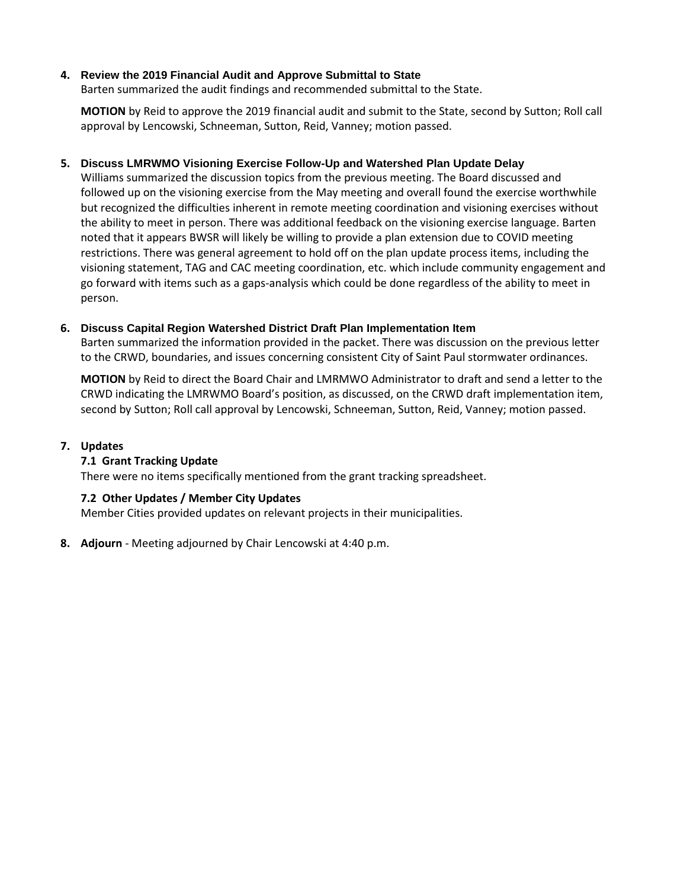4. **Review the 2019 Financial Audit and Approve Submittal to State**

   Barten summarized the audit findings and recommended submittal to the State.

   **MOTION** by Reid to approve the 2019 financial audit and submit to the State, second by Sutton; Roll call approval by Lencowski, Schneeman, Sutton, Reid, Vanney; motion passed.

5. **Discuss LMRWMO Visioning Exercise Follow-Up and Watershed Plan Update Delay**

   Williams summarized the discussion topics from the previous meeting. The Board discussed and followed up on the visioning exercise from the May meeting and overall found the exercise worthwhile but recognized the difficulties inherent in remote meeting coordination and visioning exercises without the ability to meet in person. There was additional feedback on the visioning exercise language. Barten noted that it appears BWSR will likely be willing to provide a plan extension due to COVID meeting restrictions. There was general agreement to hold off on the plan update process items, including the visioning statement, TAG and CAC meeting coordination, etc. which include community engagement and go forward with items such as a gaps-analysis which could be done regardless of the ability to meet in person.

6. **Discuss Capital Region Watershed District Draft Plan Implementation Item**

   Barten summarized the information provided in the packet. There was discussion on the previous letter to the CRWD, boundaries, and issues concerning consistent City of Saint Paul stormwater ordinances.

   **MOTION** by Reid to direct the Board Chair and LMRMWO Administrator to draft and send a letter to the CRWD indicating the LMRWMO Board's position, as discussed, on the CRWD draft implementation item, second by Sutton; Roll call approval by Lencowski, Schneeman, Sutton, Reid, Vanney; motion passed.

7. **Updates**

   **7.1 Grant Tracking Update**

   There were no items specifically mentioned from the grant tracking spreadsheet.

   **7.2 Other Updates / Member City Updates**

   Member Cities provided updates on relevant projects in their municipalities.

8. **Adjourn** - Meeting adjourned by Chair Lencowski at 4:40 p.m.